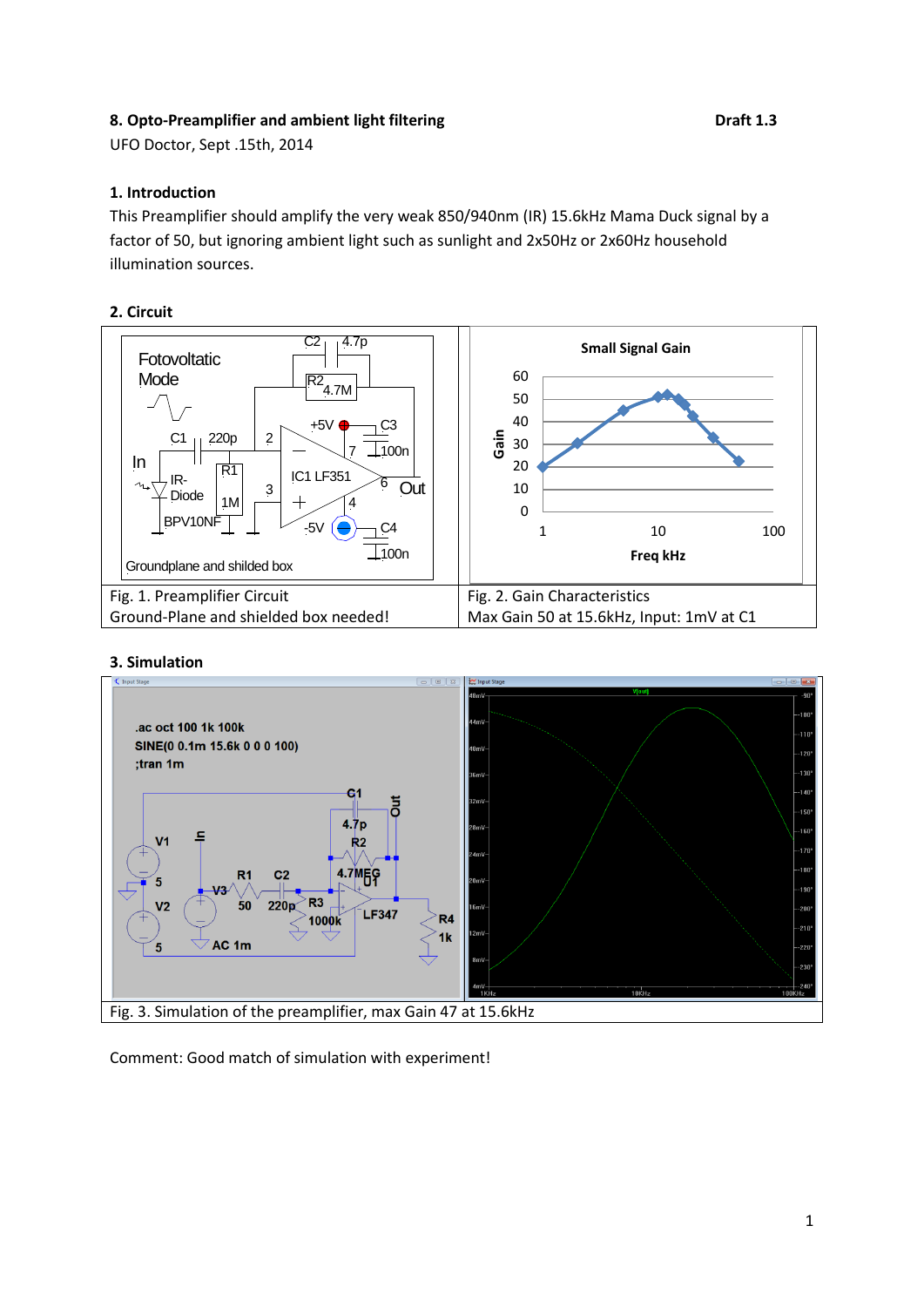**8. Opto-Preamplifier and ambient light filtering** **Draft 1.3**

UFO Doctor, Sept .15th, 2014

### 1. Introduction

This Preamplifier should amplify the very weak 850/940nm (IR) 15.6kHz Mama Duck signal by a factor of 50, but ignoring ambient light such as sunlight and 2x50Hz or 2x60Hz household illumination sources.

### 2. Circuit

| Fig. 1. Preamplifier Circuit<br>Ground-Plane and shielded box needed! | Fig. 2. Gain Characteristics<br>Max Gain 50 at 15.6kHz, Input: 1mV at C1 |
|---|---|

### 3. Simulation

Fig. 3. Simulation of the preamplifier, max Gain 47 at 15.6kHz

Comment: Good match of simulation with experiment!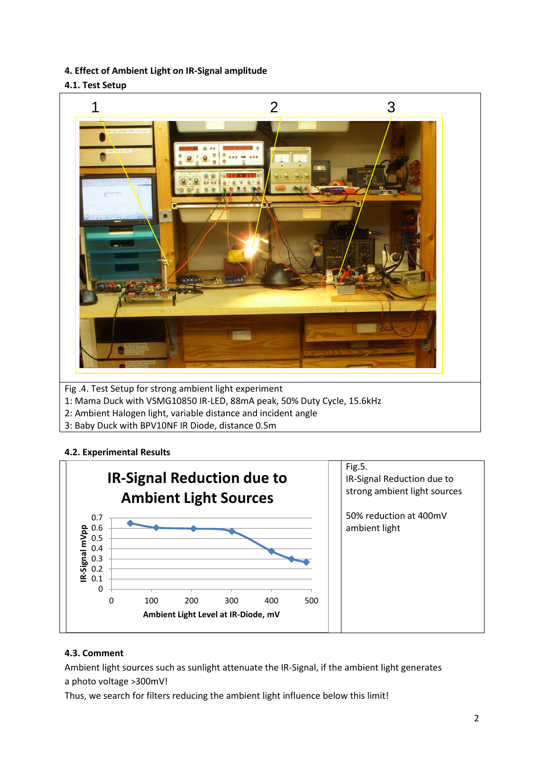**4. Effect of Ambient Light on IR-Signal amplitude**

**4.1. Test Setup**

Fig .4. Test Setup for strong ambient light experiment

1: Mama Duck with VSMG10850 IR-LED, 88mA peak, 50% Duty Cycle, 15.6kHz

2: Ambient Halogen light, variable distance and incident angle

3: Baby Duck with BPV10NF IR Diode, distance 0.5m

**4.2. Experimental Results**

Fig.5.
IR-Signal Reduction due to strong ambient light sources

50% reduction at 400mV ambient light

**4.3. Comment**

Ambient light sources such as sunlight attenuate the IR-Signal, if the ambient light generates a photo voltage >300mV!

Thus, we search for filters reducing the ambient light influence below this limit!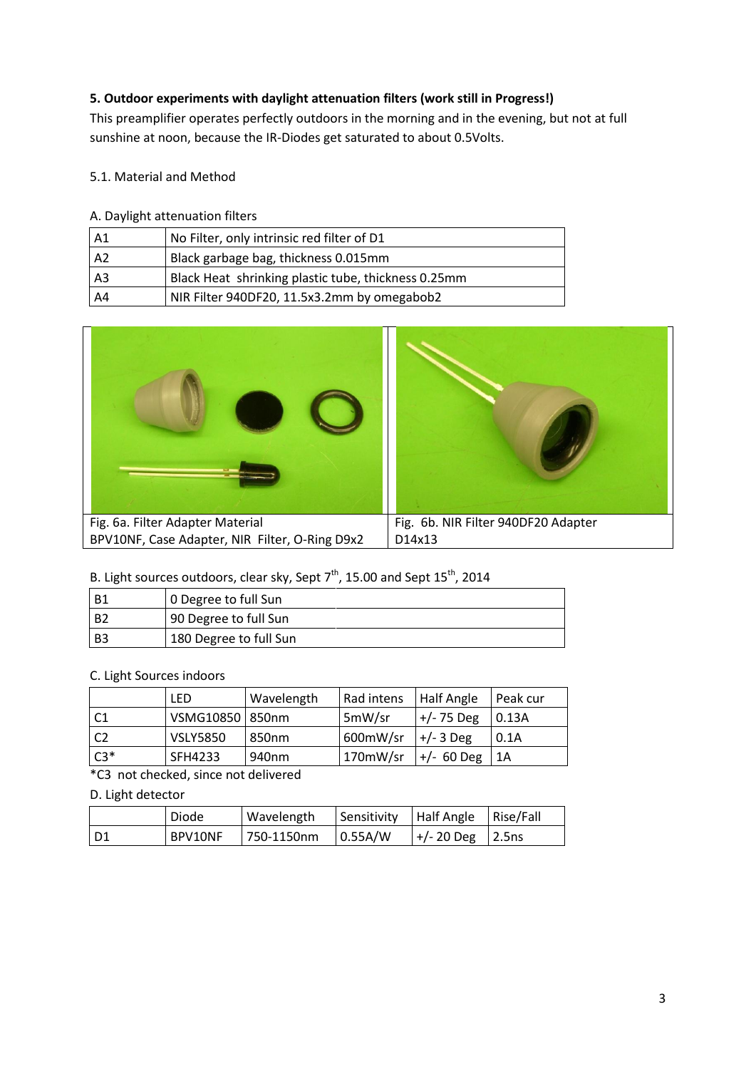**5. Outdoor experiments with daylight attenuation filters (work still in Progress!)**

This preamplifier operates perfectly outdoors in the morning and in the evening, but not at full sunshine at noon, because the IR-Diodes get saturated to about 0.5Volts.

5.1. Material and Method

A. Daylight attenuation filters

| | |
|---|---|
| A1 | No Filter, only intrinsic red filter of D1 |
| A2 | Black garbage bag, thickness 0.015mm |
| A3 | Black Heat shrinking plastic tube, thickness 0.25mm |
| A4 | NIR Filter 940DF20, 11.5x3.2mm by omegabob2 |

Fig. 6a. Filter Adapter Material
BPV10NF, Case Adapter, NIR Filter, O-Ring D9x2

Fig. 6b. NIR Filter 940DF20 Adapter
D14x13

B. Light sources outdoors, clear sky, Sept 7th, 15.00 and Sept 15th, 2014

| | |
|---|---|
| B1 | 0 Degree to full Sun |
| B2 | 90 Degree to full Sun |
| B3 | 180 Degree to full Sun |

C. Light Sources indoors

| | LED | Wavelength | Rad intens | Half Angle | Peak cur |
|---|---|---|---|---|---|
| C1 | VSMG10850 | 850nm | 5mW/sr | +/- 75 Deg | 0.13A |
| C2 | VSLY5850 | 850nm | 600mW/sr | +/- 3 Deg | 0.1A |
| C3* | SFH4233 | 940nm | 170mW/sr | +/- 60 Deg | 1A |

*C3 not checked, since not delivered

D. Light detector

| | Diode | Wavelength | Sensitivity | Half Angle | Rise/Fall |
|---|---|---|---|---|---|
| D1 | BPV10NF | 750-1150nm | 0.55A/W | +/- 20 Deg | 2.5ns |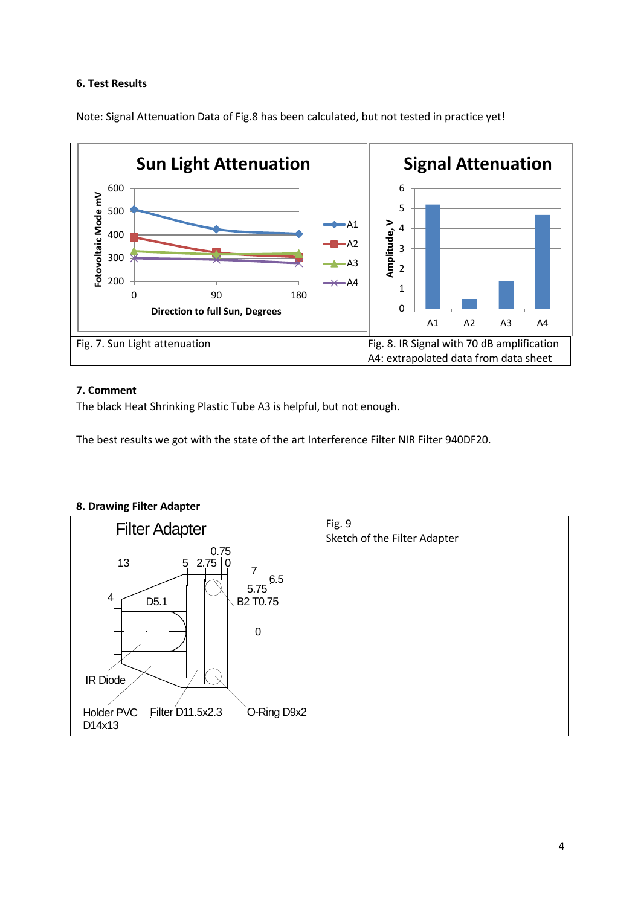## 6. Test Results

Note: Signal Attenuation Data of Fig.8 has been calculated, but not tested in practice yet!

**Sun Light Attenuation**

Fotovoltaic Mode mV

600
500
400
300
200

0 90 180

Direction to full Sun, Degrees

A1
A2
A3
A4

**Signal Attenuation**

Amplitude, V

6
5
4
3
2
1
0

A1 A2 A3 A4

| | |
|---|---|
| Fig. 7. Sun Light attenuation | Fig. 8. IR Signal with 70 dB amplification<br>A4: extrapolated data from data sheet |

## 7. Comment

The black Heat Shrinking Plastic Tube A3 is helpful, but not enough.

The best results we got with the state of the art Interference Filter NIR Filter 940DF20.

## 8. Drawing Filter Adapter

Filter Adapter

13
5 2.75 0.75 0
7
6.5
5.75
4
D5.1
B2 T0.75
0
IR Diode
Holder PVC D14x13
Filter D11.5x2.3
O-Ring D9x2

Fig. 9
Sketch of the Filter Adapter